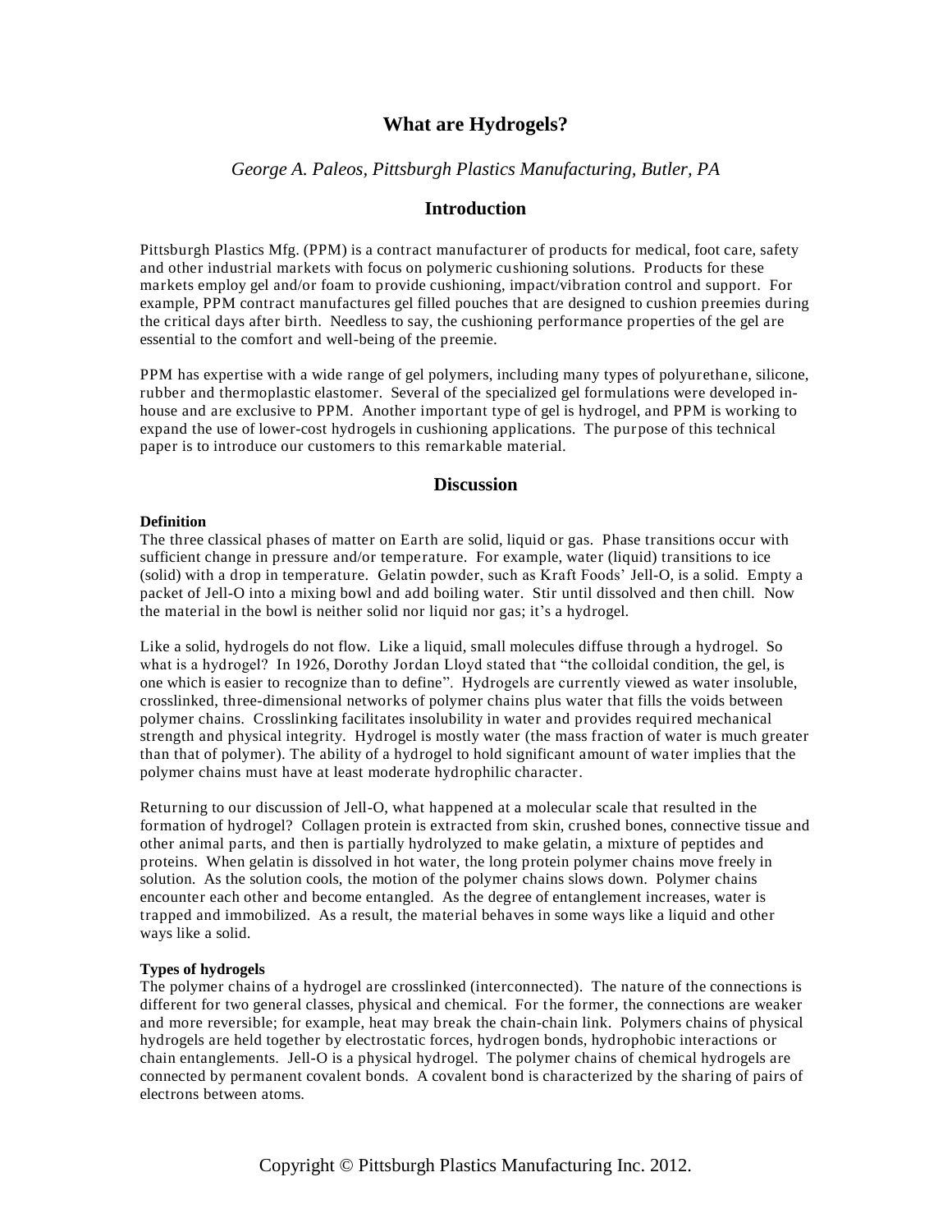# What are Hydrogels?

*George A. Paleos, Pittsburgh Plastics Manufacturing, Butler, PA*

## Introduction

Pittsburgh Plastics Mfg. (PPM) is a contract manufacturer of products for medical, foot care, safety and other industrial markets with focus on polymeric cushioning solutions. Products for these markets employ gel and/or foam to provide cushioning, impact/vibration control and support. For example, PPM contract manufactures gel filled pouches that are designed to cushion preemies during the critical days after birth. Needless to say, the cushioning performance properties of the gel are essential to the comfort and well-being of the preemie.

PPM has expertise with a wide range of gel polymers, including many types of polyurethane, silicone, rubber and thermoplastic elastomer. Several of the specialized gel formulations were developed in-house and are exclusive to PPM. Another important type of gel is hydrogel, and PPM is working to expand the use of lower-cost hydrogels in cushioning applications. The purpose of this technical paper is to introduce our customers to this remarkable material.

## Discussion

**Definition**

The three classical phases of matter on Earth are solid, liquid or gas. Phase transitions occur with sufficient change in pressure and/or temperature. For example, water (liquid) transitions to ice (solid) with a drop in temperature. Gelatin powder, such as Kraft Foods' Jell-O, is a solid. Empty a packet of Jell-O into a mixing bowl and add boiling water. Stir until dissolved and then chill. Now the material in the bowl is neither solid nor liquid nor gas; it's a hydrogel.

Like a solid, hydrogels do not flow. Like a liquid, small molecules diffuse through a hydrogel. So what is a hydrogel? In 1926, Dorothy Jordan Lloyd stated that "the colloidal condition, the gel, is one which is easier to recognize than to define". Hydrogels are currently viewed as water insoluble, crosslinked, three-dimensional networks of polymer chains plus water that fills the voids between polymer chains. Crosslinking facilitates insolubility in water and provides required mechanical strength and physical integrity. Hydrogel is mostly water (the mass fraction of water is much greater than that of polymer). The ability of a hydrogel to hold significant amount of water implies that the polymer chains must have at least moderate hydrophilic character.

Returning to our discussion of Jell-O, what happened at a molecular scale that resulted in the formation of hydrogel? Collagen protein is extracted from skin, crushed bones, connective tissue and other animal parts, and then is partially hydrolyzed to make gelatin, a mixture of peptides and proteins. When gelatin is dissolved in hot water, the long protein polymer chains move freely in solution. As the solution cools, the motion of the polymer chains slows down. Polymer chains encounter each other and become entangled. As the degree of entanglement increases, water is trapped and immobilized. As a result, the material behaves in some ways like a liquid and other ways like a solid.

**Types of hydrogels**

The polymer chains of a hydrogel are crosslinked (interconnected). The nature of the connections is different for two general classes, physical and chemical. For the former, the connections are weaker and more reversible; for example, heat may break the chain-chain link. Polymers chains of physical hydrogels are held together by electrostatic forces, hydrogen bonds, hydrophobic interactions or chain entanglements. Jell-O is a physical hydrogel. The polymer chains of chemical hydrogels are connected by permanent covalent bonds. A covalent bond is characterized by the sharing of pairs of electrons between atoms.

Copyright © Pittsburgh Plastics Manufacturing Inc. 2012.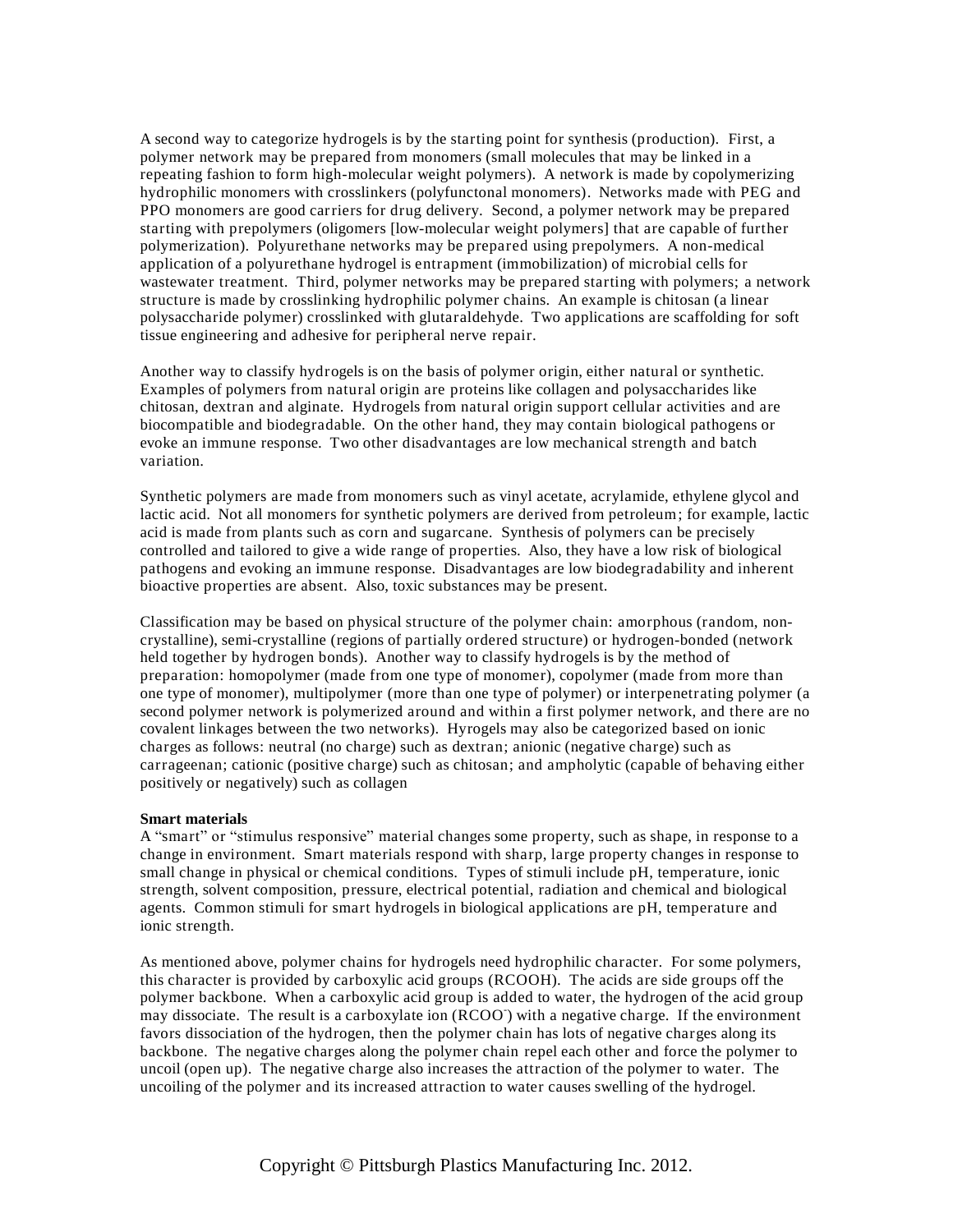A second way to categorize hydrogels is by the starting point for synthesis (production). First, a polymer network may be prepared from monomers (small molecules that may be linked in a repeating fashion to form high-molecular weight polymers). A network is made by copolymerizing hydrophilic monomers with crosslinkers (polyfunctonal monomers). Networks made with PEG and PPO monomers are good carriers for drug delivery. Second, a polymer network may be prepared starting with prepolymers (oligomers [low-molecular weight polymers] that are capable of further polymerization). Polyurethane networks may be prepared using prepolymers. A non-medical application of a polyurethane hydrogel is entrapment (immobilization) of microbial cells for wastewater treatment. Third, polymer networks may be prepared starting with polymers; a network structure is made by crosslinking hydrophilic polymer chains. An example is chitosan (a linear polysaccharide polymer) crosslinked with glutaraldehyde. Two applications are scaffolding for soft tissue engineering and adhesive for peripheral nerve repair.

Another way to classify hydrogels is on the basis of polymer origin, either natural or synthetic. Examples of polymers from natural origin are proteins like collagen and polysaccharides like chitosan, dextran and alginate. Hydrogels from natural origin support cellular activities and are biocompatible and biodegradable. On the other hand, they may contain biological pathogens or evoke an immune response. Two other disadvantages are low mechanical strength and batch variation.

Synthetic polymers are made from monomers such as vinyl acetate, acrylamide, ethylene glycol and lactic acid. Not all monomers for synthetic polymers are derived from petroleum; for example, lactic acid is made from plants such as corn and sugarcane. Synthesis of polymers can be precisely controlled and tailored to give a wide range of properties. Also, they have a low risk of biological pathogens and evoking an immune response. Disadvantages are low biodegradability and inherent bioactive properties are absent. Also, toxic substances may be present.

Classification may be based on physical structure of the polymer chain: amorphous (random, non-crystalline), semi-crystalline (regions of partially ordered structure) or hydrogen-bonded (network held together by hydrogen bonds). Another way to classify hydrogels is by the method of preparation: homopolymer (made from one type of monomer), copolymer (made from more than one type of monomer), multipolymer (more than one type of polymer) or interpenetrating polymer (a second polymer network is polymerized around and within a first polymer network, and there are no covalent linkages between the two networks). Hyrogels may also be categorized based on ionic charges as follows: neutral (no charge) such as dextran; anionic (negative charge) such as carrageenan; cationic (positive charge) such as chitosan; and ampholytic (capable of behaving either positively or negatively) such as collagen

**Smart materials**

A "smart" or "stimulus responsive" material changes some property, such as shape, in response to a change in environment. Smart materials respond with sharp, large property changes in response to small change in physical or chemical conditions. Types of stimuli include pH, temperature, ionic strength, solvent composition, pressure, electrical potential, radiation and chemical and biological agents. Common stimuli for smart hydrogels in biological applications are pH, temperature and ionic strength.

As mentioned above, polymer chains for hydrogels need hydrophilic character. For some polymers, this character is provided by carboxylic acid groups (RCOOH). The acids are side groups off the polymer backbone. When a carboxylic acid group is added to water, the hydrogen of the acid group may dissociate. The result is a carboxylate ion ($RCOO^-$) with a negative charge. If the environment favors dissociation of the hydrogen, then the polymer chain has lots of negative charges along its backbone. The negative charges along the polymer chain repel each other and force the polymer to uncoil (open up). The negative charge also increases the attraction of the polymer to water. The uncoiling of the polymer and its increased attraction to water causes swelling of the hydrogel.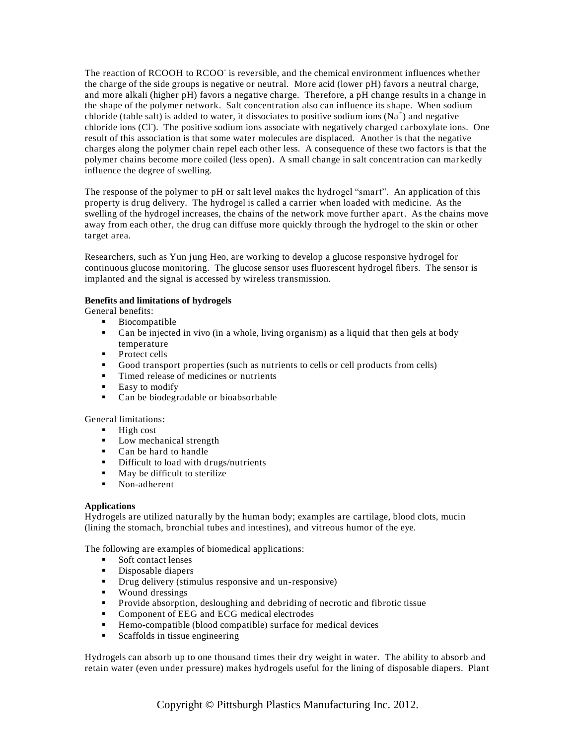The reaction of RCOOH to $RCOO^-$ is reversible, and the chemical environment influences whether the charge of the side groups is negative or neutral. More acid (lower pH) favors a neutral charge, and more alkali (higher pH) favors a negative charge. Therefore, a pH change results in a change in the shape of the polymer network. Salt concentration also can influence its shape. When sodium chloride (table salt) is added to water, it dissociates to positive sodium ions ($Na^+$) and negative chloride ions ($Cl^-$). The positive sodium ions associate with negatively charged carboxylate ions. One result of this association is that some water molecules are displaced. Another is that the negative charges along the polymer chain repel each other less. A consequence of these two factors is that the polymer chains become more coiled (less open). A small change in salt concentration can markedly influence the degree of swelling.

The response of the polymer to pH or salt level makes the hydrogel "smart". An application of this property is drug delivery. The hydrogel is called a carrier when loaded with medicine. As the swelling of the hydrogel increases, the chains of the network move further apart. As the chains move away from each other, the drug can diffuse more quickly through the hydrogel to the skin or other target area.

Researchers, such as Yun jung Heo, are working to develop a glucose responsive hydrogel for continuous glucose monitoring. The glucose sensor uses fluorescent hydrogel fibers. The sensor is implanted and the signal is accessed by wireless transmission.

**Benefits and limitations of hydrogels**

General benefits:

- Biocompatible
- Can be injected in vivo (in a whole, living organism) as a liquid that then gels at body temperature
- Protect cells
- Good transport properties (such as nutrients to cells or cell products from cells)
- Timed release of medicines or nutrients
- Easy to modify
- Can be biodegradable or bioabsorbable

General limitations:

- High cost
- Low mechanical strength
- Can be hard to handle
- Difficult to load with drugs/nutrients
- May be difficult to sterilize
- Non-adherent

**Applications**

Hydrogels are utilized naturally by the human body; examples are cartilage, blood clots, mucin (lining the stomach, bronchial tubes and intestines), and vitreous humor of the eye.

The following are examples of biomedical applications:

- Soft contact lenses
- Disposable diapers
- Drug delivery (stimulus responsive and un-responsive)
- Wound dressings
- Provide absorption, desloughing and debriding of necrotic and fibrotic tissue
- Component of EEG and ECG medical electrodes
- Hemo-compatible (blood compatible) surface for medical devices
- Scaffolds in tissue engineering

Hydrogels can absorb up to one thousand times their dry weight in water. The ability to absorb and retain water (even under pressure) makes hydrogels useful for the lining of disposable diapers. Plant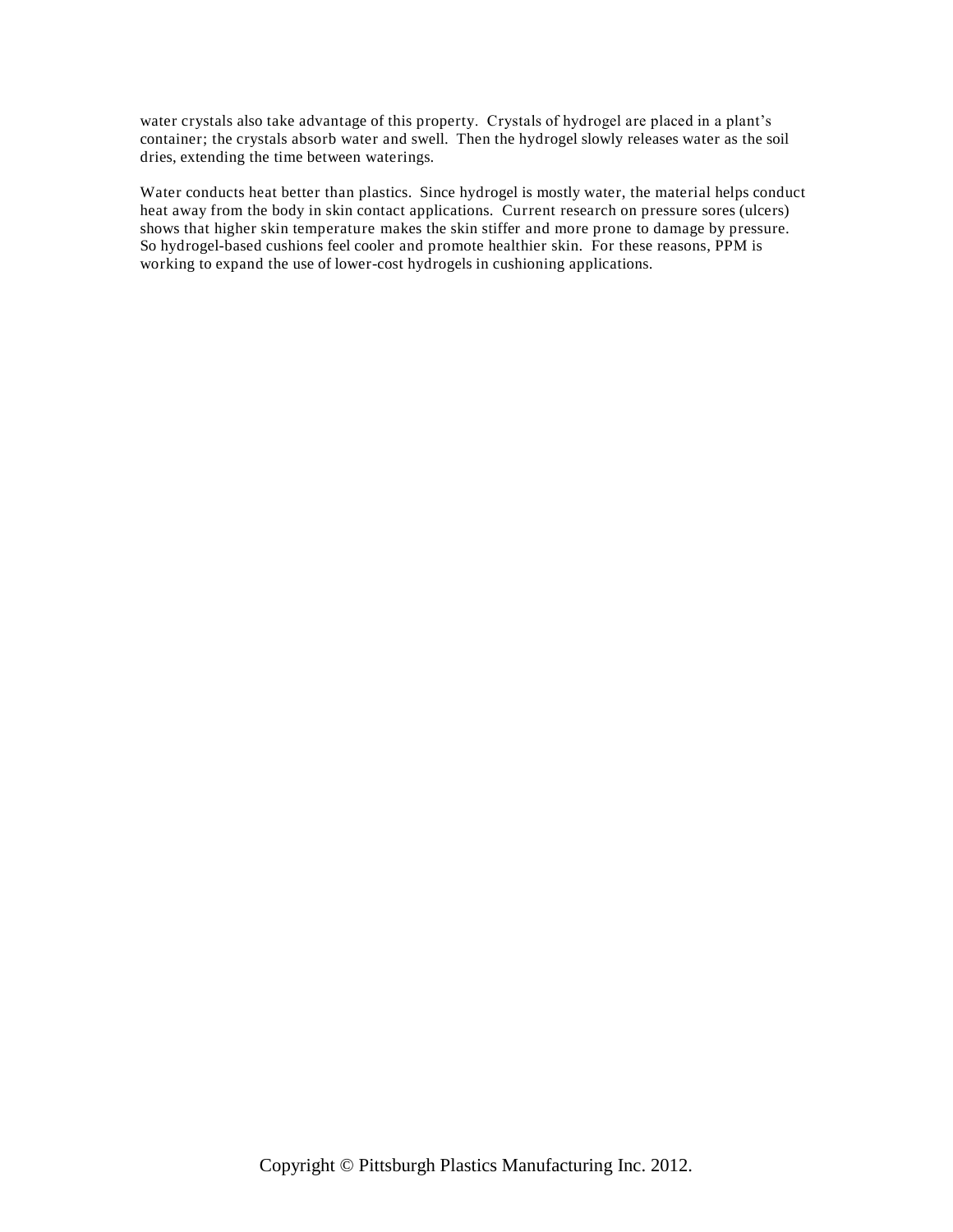water crystals also take advantage of this property. Crystals of hydrogel are placed in a plant's container; the crystals absorb water and swell. Then the hydrogel slowly releases water as the soil dries, extending the time between waterings.

Water conducts heat better than plastics. Since hydrogel is mostly water, the material helps conduct heat away from the body in skin contact applications. Current research on pressure sores (ulcers) shows that higher skin temperature makes the skin stiffer and more prone to damage by pressure. So hydrogel-based cushions feel cooler and promote healthier skin. For these reasons, PPM is working to expand the use of lower-cost hydrogels in cushioning applications.

Copyright © Pittsburgh Plastics Manufacturing Inc. 2012.